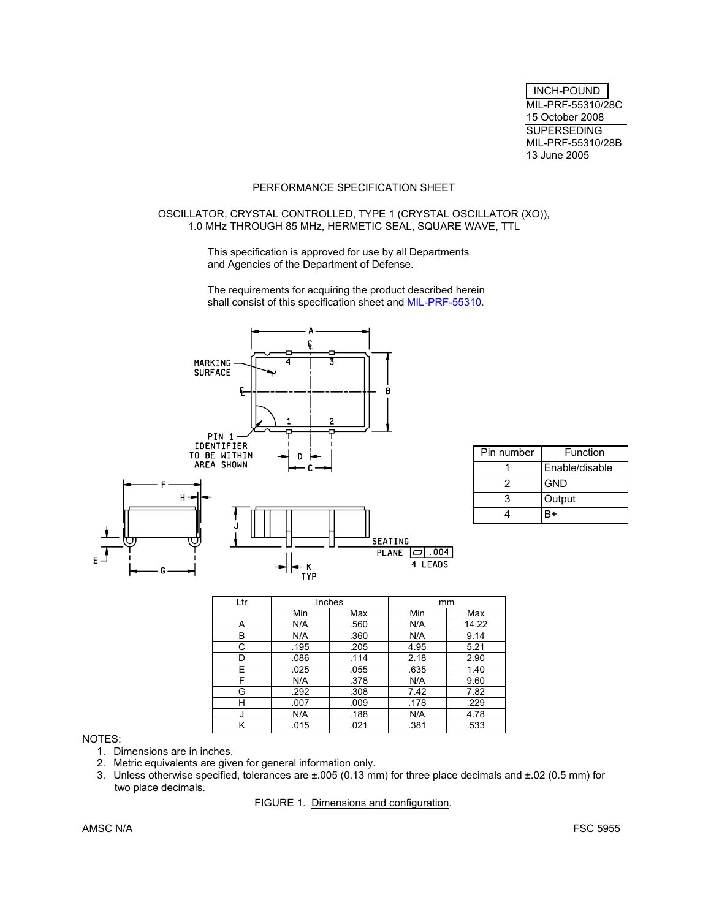INCH-POUND

MIL-PRF-55310/28C
15 October 2008
SUPERSEDING
MIL-PRF-55310/28B
13 June 2005

PERFORMANCE SPECIFICATION SHEET

OSCILLATOR, CRYSTAL CONTROLLED, TYPE 1 (CRYSTAL OSCILLATOR (XO)),
1.0 MHz THROUGH 85 MHz, HERMETIC SEAL, SQUARE WAVE, TTL

This specification is approved for use by all Departments and Agencies of the Department of Defense.

The requirements for acquiring the product described herein shall consist of this specification sheet and MIL-PRF-55310.

| Pin number | Function |
|---|---|
| 1 | Enable/disable |
| 2 | GND |
| 3 | Output |
| 4 | B+ |

| Ltr | Inches | | mm | |
|---|---|---|---|---|
| | Min | Max | Min | Max |
| A | N/A | .560 | N/A | 14.22 |
| B | N/A | .360 | N/A | 9.14 |
| C | .195 | .205 | 4.95 | 5.21 |
| D | .086 | .114 | 2.18 | 2.90 |
| E | .025 | .055 | .635 | 1.40 |
| F | N/A | .378 | N/A | 9.60 |
| G | .292 | .308 | 7.42 | 7.82 |
| H | .007 | .009 | .178 | .229 |
| J | N/A | .188 | N/A | 4.78 |
| K | .015 | .021 | .381 | .533 |

NOTES:

1. Dimensions are in inches.
2. Metric equivalents are given for general information only.
3. Unless otherwise specified, tolerances are ±.005 (0.13 mm) for three place decimals and ±.02 (0.5 mm) for two place decimals.

FIGURE 1. Dimensions and configuration.

AMSC N/A

FSC 5955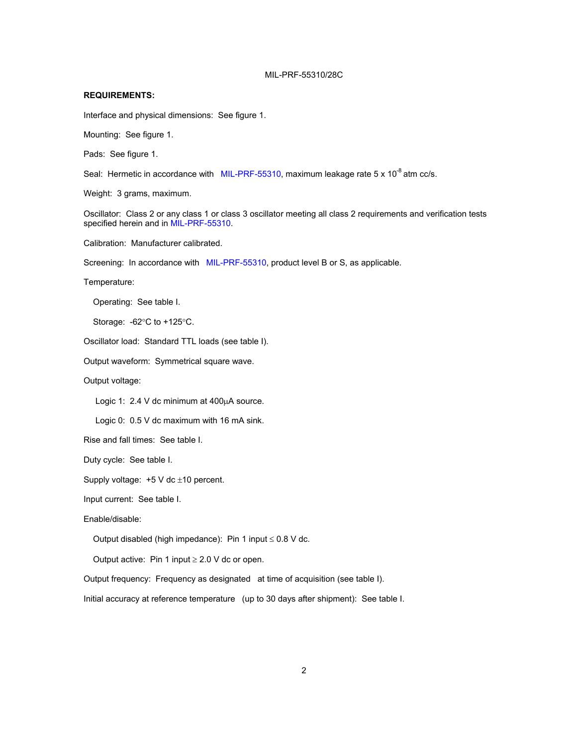**REQUIREMENTS:**

Interface and physical dimensions: See figure 1.

Mounting: See figure 1.

Pads: See figure 1.

Seal: Hermetic in accordance with MIL-PRF-55310, maximum leakage rate 5 x $10^{-8}$ atm cc/s.

Weight: 3 grams, maximum.

Oscillator: Class 2 or any class 1 or class 3 oscillator meeting all class 2 requirements and verification tests specified herein and in MIL-PRF-55310.

Calibration: Manufacturer calibrated.

Screening: In accordance with MIL-PRF-55310, product level B or S, as applicable.

Temperature:

Operating: See table I.

Storage: -62°C to +125°C.

Oscillator load: Standard TTL loads (see table I).

Output waveform: Symmetrical square wave.

Output voltage:

Logic 1: 2.4 V dc minimum at 400μA source.

Logic 0: 0.5 V dc maximum with 16 mA sink.

Rise and fall times: See table I.

Duty cycle: See table I.

Supply voltage: +5 V dc ±10 percent.

Input current: See table I.

Enable/disable:

Output disabled (high impedance): Pin 1 input ≤ 0.8 V dc.

Output active: Pin 1 input ≥ 2.0 V dc or open.

Output frequency: Frequency as designated at time of acquisition (see table I).

Initial accuracy at reference temperature (up to 30 days after shipment): See table I.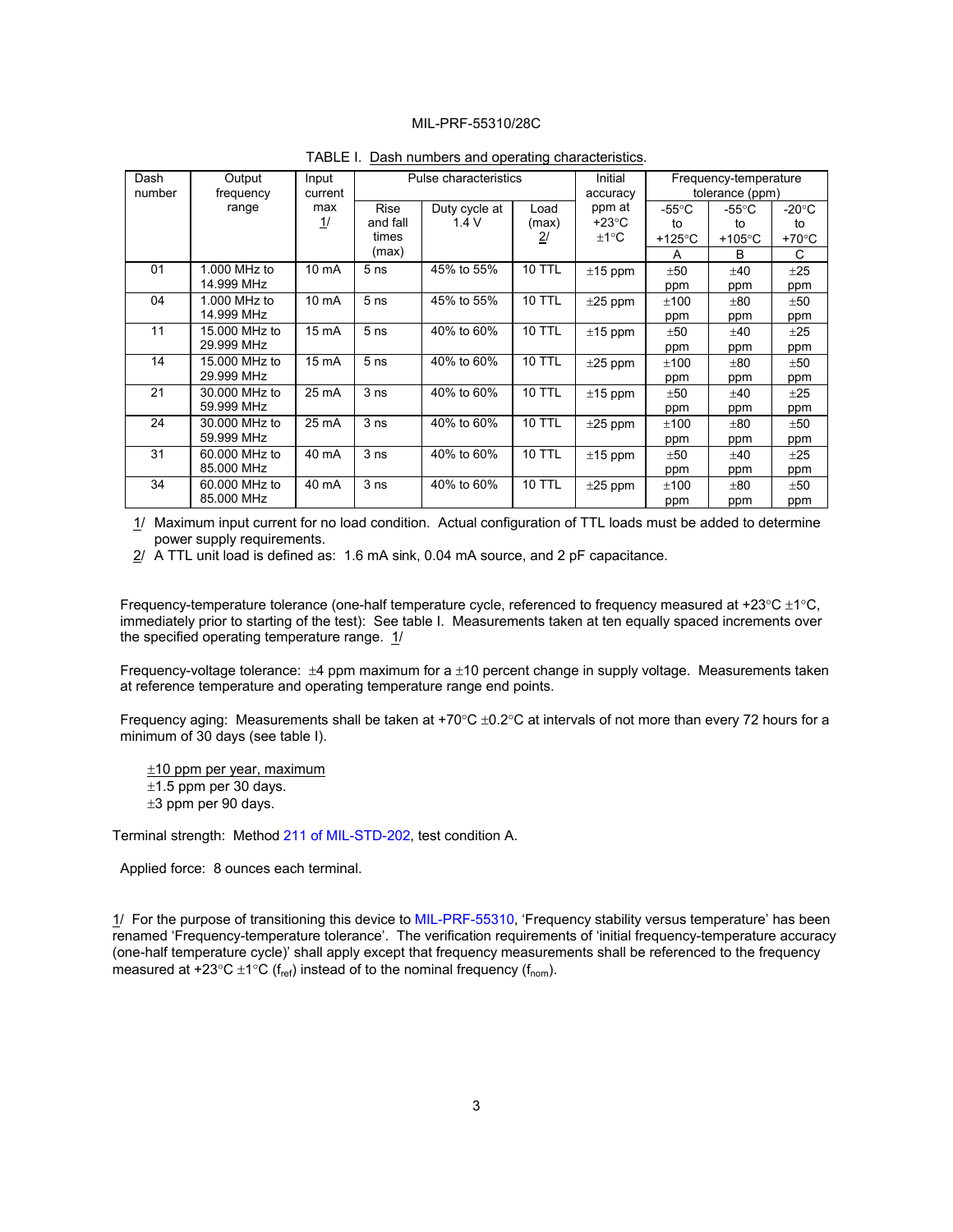TABLE I. Dash numbers and operating characteristics.

| Dash number | Output frequency range | Input current max 1/ | Pulse characteristics | | | Initial accuracy ppm at +23°C ±1°C | Frequency-temperature tolerance (ppm) | | |
|---|---|---|---|---|---|---|---|---|---|
| | | | Rise and fall times (max) | Duty cycle at 1.4 V | Load (max) 2/ | | -55°C to +125°C A | -55°C to +105°C B | -20°C to +70°C C |
| 01 | 1.000 MHz to 14.999 MHz | 10 mA | 5 ns | 45% to 55% | 10 TTL | ±15 ppm | ±50 ppm | ±40 ppm | ±25 ppm |
| 04 | 1.000 MHz to 14.999 MHz | 10 mA | 5 ns | 45% to 55% | 10 TTL | ±25 ppm | ±100 ppm | ±80 ppm | ±50 ppm |
| 11 | 15.000 MHz to 29.999 MHz | 15 mA | 5 ns | 40% to 60% | 10 TTL | ±15 ppm | ±50 ppm | ±40 ppm | ±25 ppm |
| 14 | 15.000 MHz to 29.999 MHz | 15 mA | 5 ns | 40% to 60% | 10 TTL | ±25 ppm | ±100 ppm | ±80 ppm | ±50 ppm |
| 21 | 30.000 MHz to 59.999 MHz | 25 mA | 3 ns | 40% to 60% | 10 TTL | ±15 ppm | ±50 ppm | ±40 ppm | ±25 ppm |
| 24 | 30.000 MHz to 59.999 MHz | 25 mA | 3 ns | 40% to 60% | 10 TTL | ±25 ppm | ±100 ppm | ±80 ppm | ±50 ppm |
| 31 | 60.000 MHz to 85.000 MHz | 40 mA | 3 ns | 40% to 60% | 10 TTL | ±15 ppm | ±50 ppm | ±40 ppm | ±25 ppm |
| 34 | 60.000 MHz to 85.000 MHz | 40 mA | 3 ns | 40% to 60% | 10 TTL | ±25 ppm | ±100 ppm | ±80 ppm | ±50 ppm |

1/ Maximum input current for no load condition. Actual configuration of TTL loads must be added to determine power supply requirements.

2/ A TTL unit load is defined as: 1.6 mA sink, 0.04 mA source, and 2 pF capacitance.

Frequency-temperature tolerance (one-half temperature cycle, referenced to frequency measured at +23°C ±1°C, immediately prior to starting of the test): See table I. Measurements taken at ten equally spaced increments over the specified operating temperature range. 1/

Frequency-voltage tolerance: ±4 ppm maximum for a ±10 percent change in supply voltage. Measurements taken at reference temperature and operating temperature range end points.

Frequency aging: Measurements shall be taken at +70°C ±0.2°C at intervals of not more than every 72 hours for a minimum of 30 days (see table I).

±10 ppm per year, maximum
±1.5 ppm per 30 days.
±3 ppm per 90 days.

Terminal strength: Method 211 of MIL-STD-202, test condition A.

Applied force: 8 ounces each terminal.

1/ For the purpose of transitioning this device to MIL-PRF-55310, 'Frequency stability versus temperature' has been renamed 'Frequency-temperature tolerance'. The verification requirements of 'initial frequency-temperature accuracy (one-half temperature cycle)' shall apply except that frequency measurements shall be referenced to the frequency measured at +23°C ±1°C ($f_{ref}$) instead of to the nominal frequency ($f_{nom}$).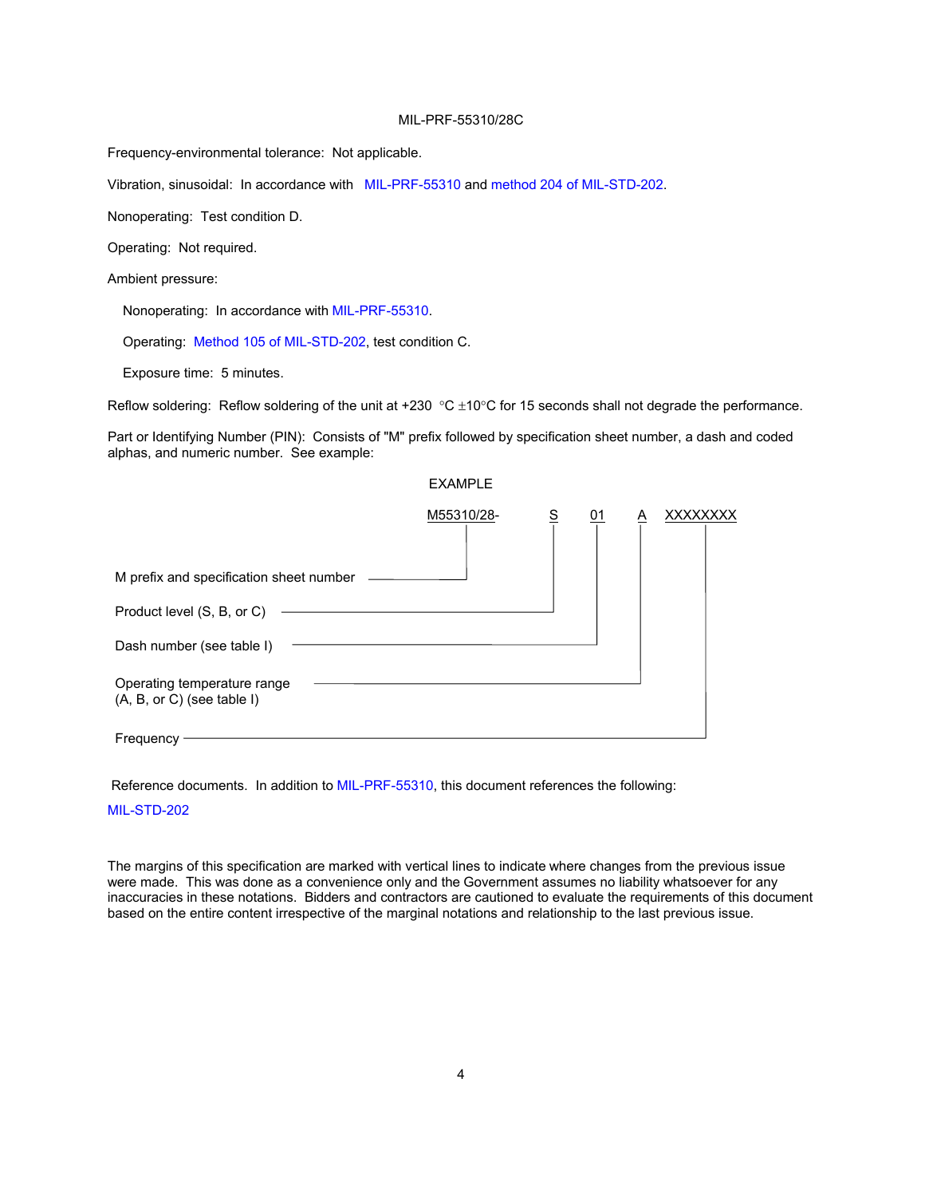Frequency-environmental tolerance: Not applicable.

Vibration, sinusoidal: In accordance with MIL-PRF-55310 and method 204 of MIL-STD-202.

Nonoperating: Test condition D.

Operating: Not required.

Ambient pressure:

Nonoperating: In accordance with MIL-PRF-55310.

Operating: Method 105 of MIL-STD-202, test condition C.

Exposure time: 5 minutes.

Reflow soldering: Reflow soldering of the unit at +230 °C ±10°C for 15 seconds shall not degrade the performance.

Part or Identifying Number (PIN): Consists of "M" prefix followed by specification sheet number, a dash and coded alphas, and numeric number. See example:

EXAMPLE

```
                                          M55310/28-     S     01     A    XXXXXXXX
                                               |         |      |     |        |
M prefix and specification sheet number -------+         |      |     |        |
                                                         |      |     |        |
Product level (S, B, or C) ------------------------------+      |     |        |
                                                                |     |        |
Dash number (see table I) --------------------------------------+     |        |
                                                                      |        |
Operating temperature range ------------------------------------------+        |
(A, B, or C) (see table I)                                                     |
                                                                               |
Frequency ---------------------------------------------------------------------+
```

Reference documents. In addition to MIL-PRF-55310, this document references the following:

MIL-STD-202

The margins of this specification are marked with vertical lines to indicate where changes from the previous issue were made. This was done as a convenience only and the Government assumes no liability whatsoever for any inaccuracies in these notations. Bidders and contractors are cautioned to evaluate the requirements of this document based on the entire content irrespective of the marginal notations and relationship to the last previous issue.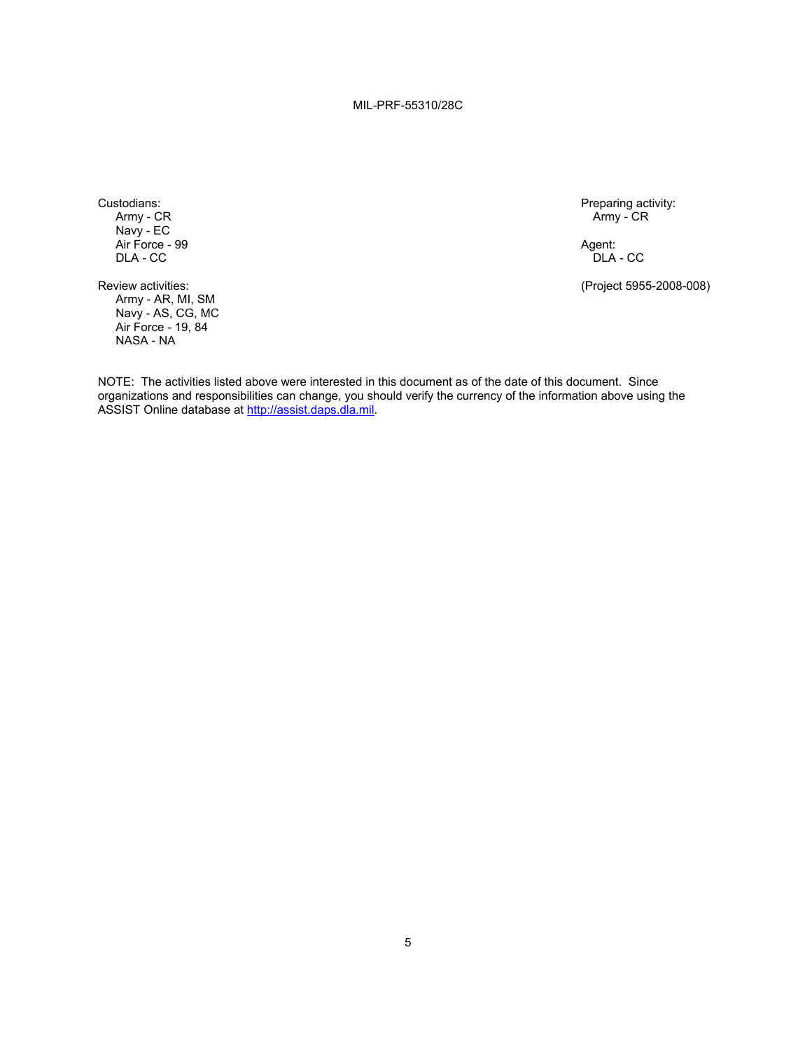Custodians:
- Army - CR
- Navy - EC
- Air Force - 99
- DLA - CC

Review activities:
- Army - AR, MI, SM
- Navy - AS, CG, MC
- Air Force - 19, 84
- NASA - NA

Preparing activity:
- Army - CR

Agent:
- DLA - CC

(Project 5955-2008-008)

NOTE: The activities listed above were interested in this document as of the date of this document. Since organizations and responsibilities can change, you should verify the currency of the information above using the ASSIST Online database at http://assist.daps.dla.mil.